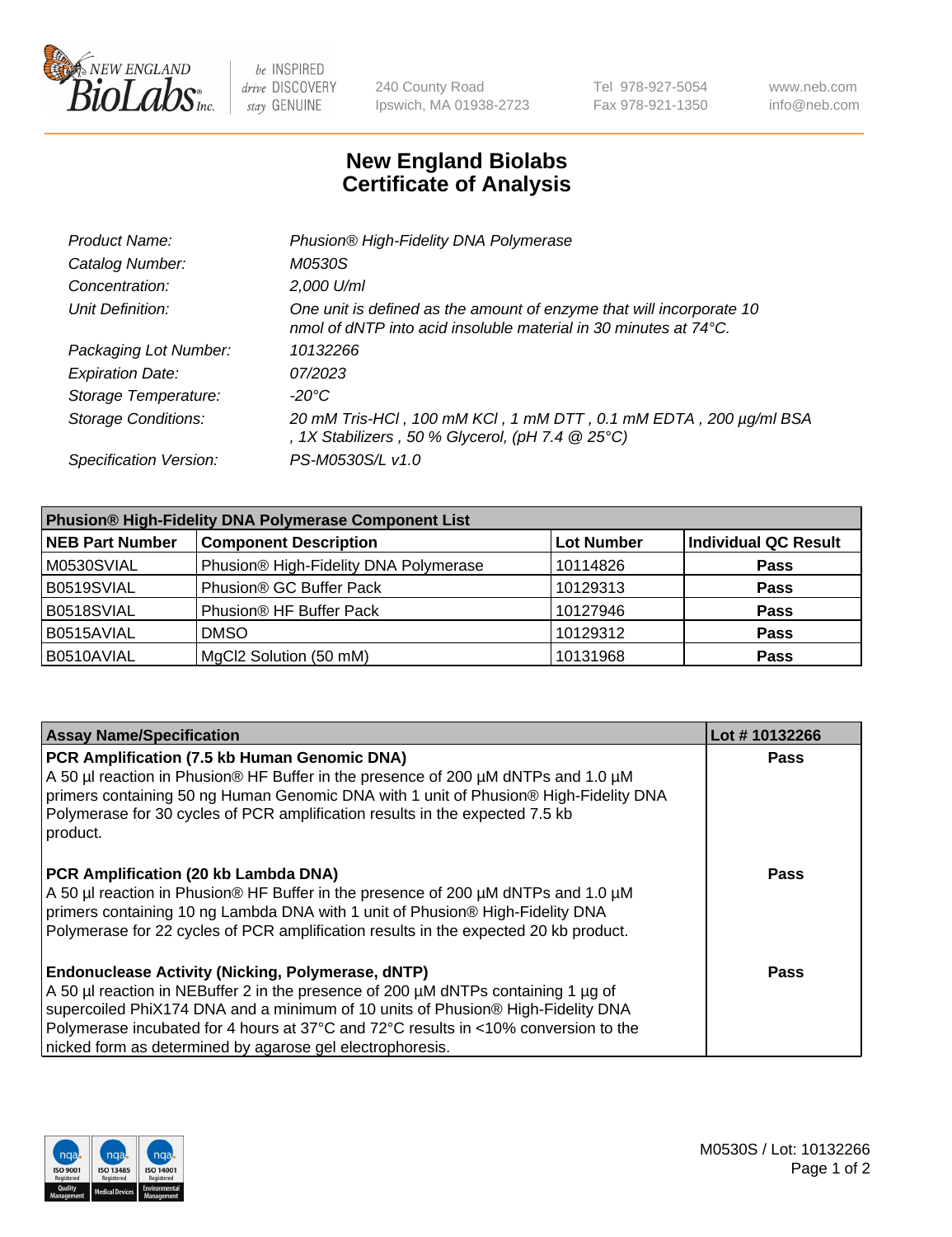# New England Biolabs Certificate of Analysis

| | |
|---|---|
| *Product Name:* | *Phusion® High-Fidelity DNA Polymerase* |
| *Catalog Number:* | *M0530S* |
| *Concentration:* | *2,000 U/ml* |
| *Unit Definition:* | *One unit is defined as the amount of enzyme that will incorporate 10 nmol of dNTP into acid insoluble material in 30 minutes at 74°C.* |
| *Packaging Lot Number:* | *10132266* |
| *Expiration Date:* | *07/2023* |
| *Storage Temperature:* | *-20°C* |
| *Storage Conditions:* | *20 mM Tris-HCl , 100 mM KCl , 1 mM DTT , 0.1 mM EDTA , 200 µg/ml BSA , 1X Stabilizers , 50 % Glycerol, (pH 7.4 @ 25°C)* |
| *Specification Version:* | *PS-M0530S/L v1.0* |

| Phusion® High-Fidelity DNA Polymerase Component List | | | |
|---|---|---|---|
| **NEB Part Number** | **Component Description** | **Lot Number** | **Individual QC Result** |
| M0530SVIAL | Phusion® High-Fidelity DNA Polymerase | 10114826 | **Pass** |
| B0519SVIAL | Phusion® GC Buffer Pack | 10129313 | **Pass** |
| B0518SVIAL | Phusion® HF Buffer Pack | 10127946 | **Pass** |
| B0515AVIAL | DMSO | 10129312 | **Pass** |
| B0510AVIAL | MgCl2 Solution (50 mM) | 10131968 | **Pass** |

| Assay Name/Specification | Lot # 10132266 |
|---|---|
| **PCR Amplification (7.5 kb Human Genomic DNA)**<br>A 50 µl reaction in Phusion® HF Buffer in the presence of 200 µM dNTPs and 1.0 µM primers containing 50 ng Human Genomic DNA with 1 unit of Phusion® High-Fidelity DNA Polymerase for 30 cycles of PCR amplification results in the expected 7.5 kb product. | **Pass** |
| **PCR Amplification (20 kb Lambda DNA)**<br>A 50 µl reaction in Phusion® HF Buffer in the presence of 200 µM dNTPs and 1.0 µM primers containing 10 ng Lambda DNA with 1 unit of Phusion® High-Fidelity DNA Polymerase for 22 cycles of PCR amplification results in the expected 20 kb product. | **Pass** |
| **Endonuclease Activity (Nicking, Polymerase, dNTP)**<br>A 50 µl reaction in NEBuffer 2 in the presence of 200 µM dNTPs containing 1 µg of supercoiled PhiX174 DNA and a minimum of 10 units of Phusion® High-Fidelity DNA Polymerase incubated for 4 hours at 37°C and 72°C results in <10% conversion to the nicked form as determined by agarose gel electrophoresis. | **Pass** |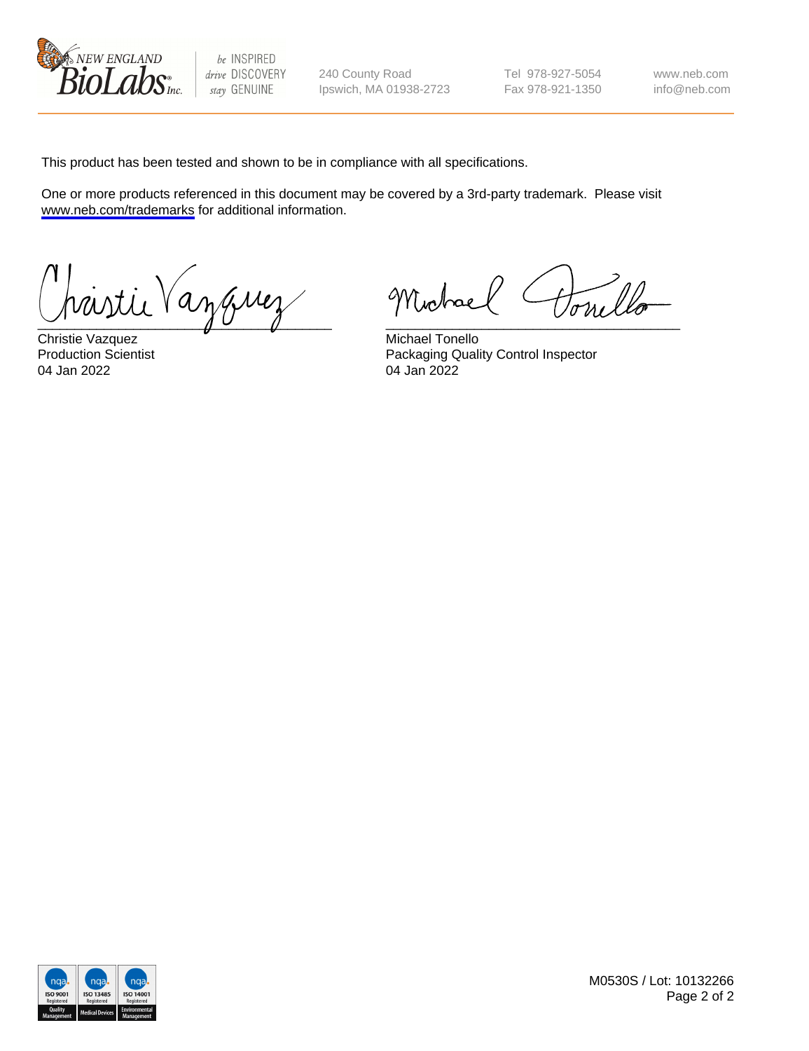This product has been tested and shown to be in compliance with all specifications.

One or more products referenced in this document may be covered by a 3rd-party trademark. Please visit www.neb.com/trademarks for additional information.

Christie Vazquez
Production Scientist
04 Jan 2022

Michael Tonello
Packaging Quality Control Inspector
04 Jan 2022

M0530S / Lot: 10132266